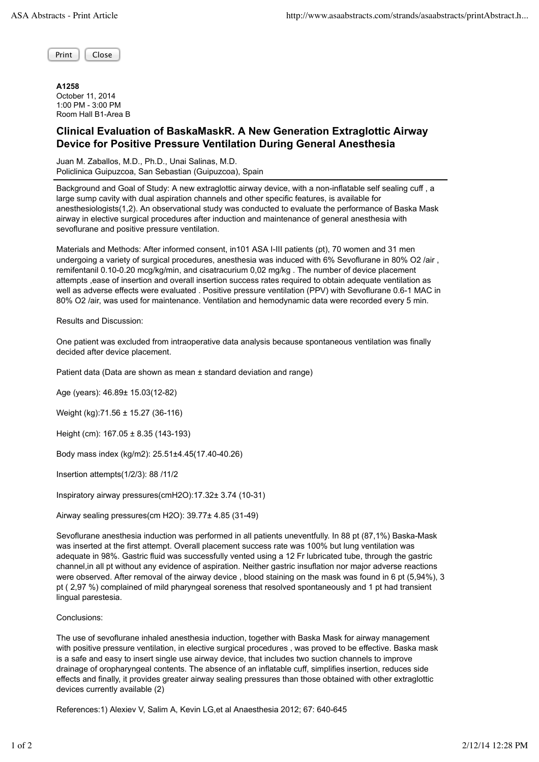**A1258**
October 11, 2014
1:00 PM - 3:00 PM
Room Hall B1-Area B

# Clinical Evaluation of BaskaMaskR. A New Generation Extraglottic Airway Device for Positive Pressure Ventilation During General Anesthesia

Juan M. Zaballos, M.D., Ph.D., Unai Salinas, M.D.
Policlinica Guipuzcoa, San Sebastian (Guipuzcoa), Spain

Background and Goal of Study: A new extraglottic airway device, with a non-inflatable self sealing cuff , a large sump cavity with dual aspiration channels and other specific features, is available for anesthesiologists(1,2). An observational study was conducted to evaluate the performance of Baska Mask airway in elective surgical procedures after induction and maintenance of general anesthesia with sevoflurane and positive pressure ventilation.

Materials and Methods: After informed consent, in101 ASA I-III patients (pt), 70 women and 31 men undergoing a variety of surgical procedures, anesthesia was induced with 6% Sevoflurane in 80% $O_2$ /air , remifentanil 0.10-0.20 mcg/kg/min, and cisatracurium 0,02 mg/kg . The number of device placement attempts ,ease of insertion and overall insertion success rates required to obtain adequate ventilation as well as adverse effects were evaluated . Positive pressure ventilation (PPV) with Sevoflurane 0.6-1 MAC in 80% $O_2$ /air, was used for maintenance. Ventilation and hemodynamic data were recorded every 5 min.

Results and Discussion:

One patient was excluded from intraoperative data analysis because spontaneous ventilation was finally decided after device placement.

Patient data (Data are shown as mean ± standard deviation and range)

Age (years): 46.89± 15.03(12-82)

Weight (kg):71.56 ± 15.27 (36-116)

Height (cm): 167.05 ± 8.35 (143-193)

Body mass index (kg/m2): 25.51±4.45(17.40-40.26)

Insertion attempts(1/2/3): 88 /11/2

Inspiratory airway pressures(cmH2O):17.32± 3.74 (10-31)

Airway sealing pressures(cm H2O): 39.77± 4.85 (31-49)

Sevoflurane anesthesia induction was performed in all patients uneventfully. In 88 pt (87,1%) Baska-Mask was inserted at the first attempt. Overall placement success rate was 100% but lung ventilation was adequate in 98%. Gastric fluid was successfully vented using a 12 Fr lubricated tube, through the gastric channel,in all pt without any evidence of aspiration. Neither gastric insuflation nor major adverse reactions were observed. After removal of the airway device , blood staining on the mask was found in 6 pt (5,94%), 3 pt ( 2,97 %) complained of mild pharyngeal soreness that resolved spontaneously and 1 pt had transient lingual parestesia.

Conclusions:

The use of sevoflurane inhaled anesthesia induction, together with Baska Mask for airway management with positive pressure ventilation, in elective surgical procedures , was proved to be effective. Baska mask is a safe and easy to insert single use airway device, that includes two suction channels to improve drainage of oropharyngeal contents. The absence of an inflatable cuff, simplifies insertion, reduces side effects and finally, it provides greater airway sealing pressures than those obtained with other extraglottic devices currently available (2)

References:1) Alexiev V, Salim A, Kevin LG,et al Anaesthesia 2012; 67: 640-645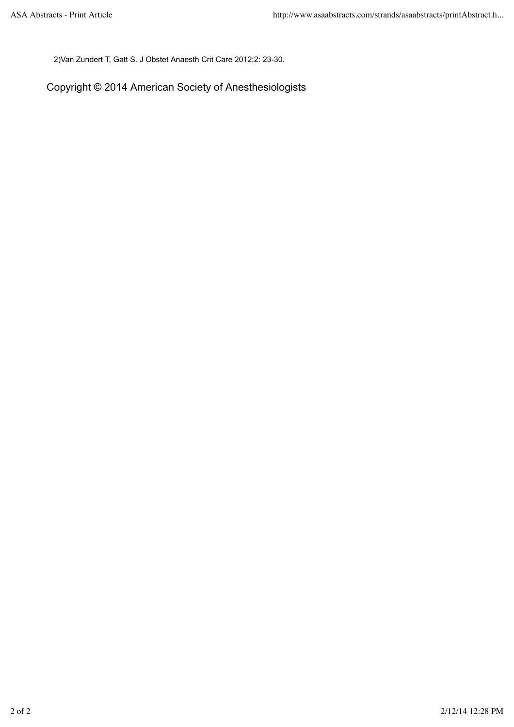2)Van Zundert T, Gatt S. J Obstet Anaesth Crit Care 2012;2: 23-30.

Copyright © 2014 American Society of Anesthesiologists